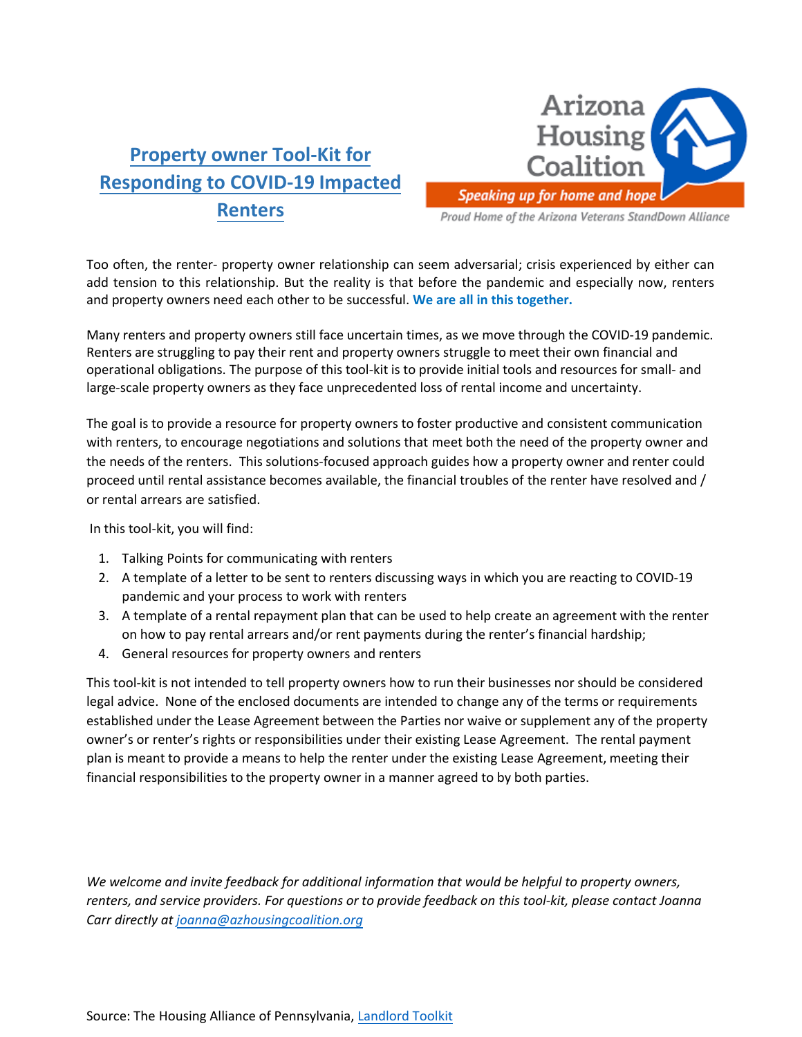# Property owner Tool-Kit for Responding to COVID-19 Impacted Renters

Arizona Housing Coalition

*Speaking up for home and hope*

*Proud Home of the Arizona Veterans StandDown Alliance*

Too often, the renter- property owner relationship can seem adversarial; crisis experienced by either can add tension to this relationship. But the reality is that before the pandemic and especially now, renters and property owners need each other to be successful. **We are all in this together.**

Many renters and property owners still face uncertain times, as we move through the COVID-19 pandemic. Renters are struggling to pay their rent and property owners struggle to meet their own financial and operational obligations. The purpose of this tool-kit is to provide initial tools and resources for small- and large-scale property owners as they face unprecedented loss of rental income and uncertainty.

The goal is to provide a resource for property owners to foster productive and consistent communication with renters, to encourage negotiations and solutions that meet both the need of the property owner and the needs of the renters. This solutions-focused approach guides how a property owner and renter could proceed until rental assistance becomes available, the financial troubles of the renter have resolved and / or rental arrears are satisfied.

In this tool-kit, you will find:

1. Talking Points for communicating with renters
2. A template of a letter to be sent to renters discussing ways in which you are reacting to COVID-19 pandemic and your process to work with renters
3. A template of a rental repayment plan that can be used to help create an agreement with the renter on how to pay rental arrears and/or rent payments during the renter's financial hardship;
4. General resources for property owners and renters

This tool-kit is not intended to tell property owners how to run their businesses nor should be considered legal advice. None of the enclosed documents are intended to change any of the terms or requirements established under the Lease Agreement between the Parties nor waive or supplement any of the property owner's or renter's rights or responsibilities under their existing Lease Agreement. The rental payment plan is meant to provide a means to help the renter under the existing Lease Agreement, meeting their financial responsibilities to the property owner in a manner agreed to by both parties.

*We welcome and invite feedback for additional information that would be helpful to property owners, renters, and service providers. For questions or to provide feedback on this tool-kit, please contact Joanna Carr directly at joanna@azhousingcoalition.org*

Source: The Housing Alliance of Pennsylvania, Landlord Toolkit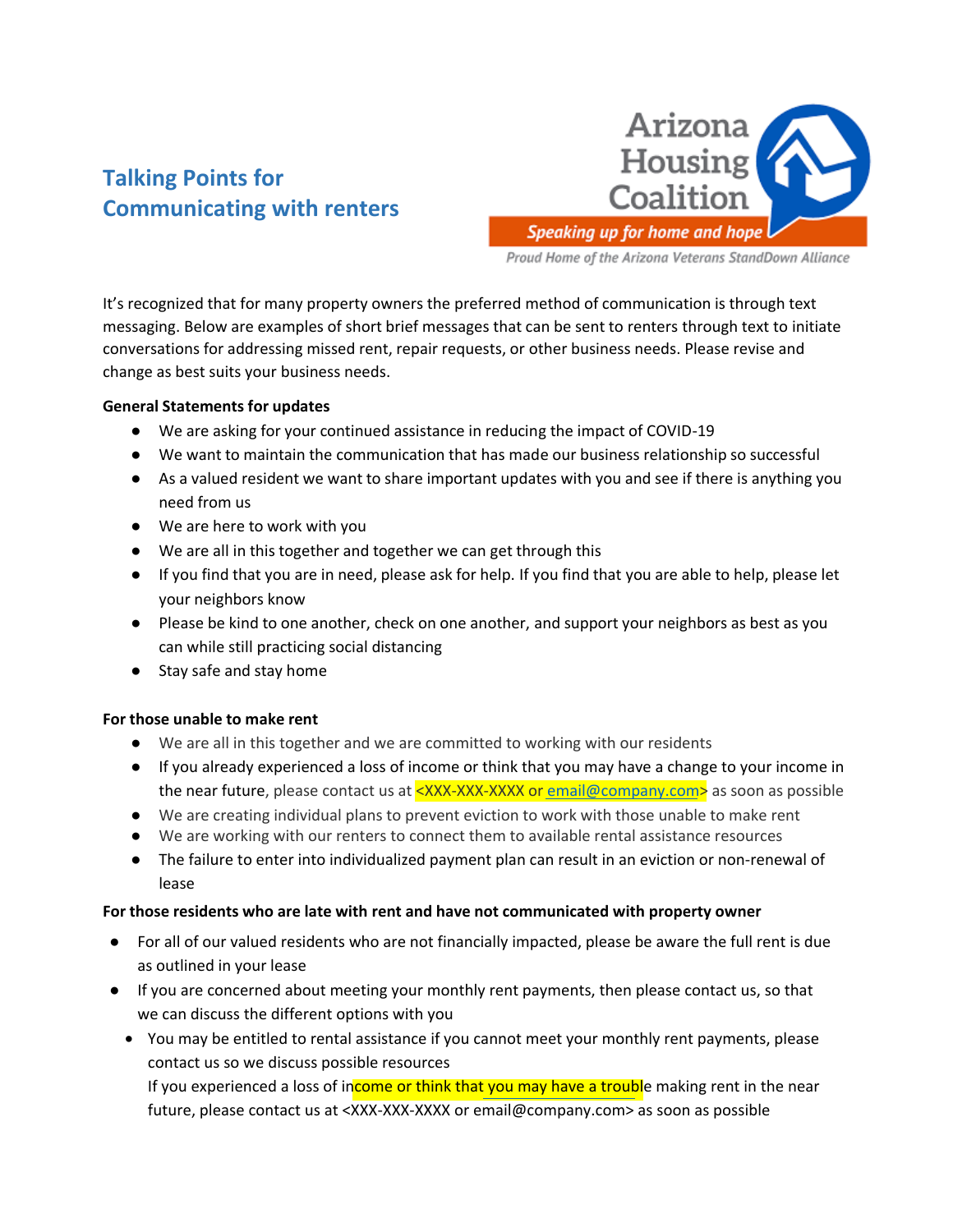## Talking Points for Communicating with renters

Arizona Housing Coalition

*Speaking up for home and hope*

*Proud Home of the Arizona Veterans StandDown Alliance*

It's recognized that for many property owners the preferred method of communication is through text messaging. Below are examples of short brief messages that can be sent to renters through text to initiate conversations for addressing missed rent, repair requests, or other business needs. Please revise and change as best suits your business needs.

**General Statements for updates**

- We are asking for your continued assistance in reducing the impact of COVID-19
- We want to maintain the communication that has made our business relationship so successful
- As a valued resident we want to share important updates with you and see if there is anything you need from us
- We are here to work with you
- We are all in this together and together we can get through this
- If you find that you are in need, please ask for help. If you find that you are able to help, please let your neighbors know
- Please be kind to one another, check on one another, and support your neighbors as best as you can while still practicing social distancing
- Stay safe and stay home

**For those unable to make rent**

- We are all in this together and we are committed to working with our residents
- If you already experienced a loss of income or think that you may have a change to your income in the near future, please contact us at <XXX-XXX-XXXX or email@company.com> as soon as possible
- We are creating individual plans to prevent eviction to work with those unable to make rent
- We are working with our renters to connect them to available rental assistance resources
- The failure to enter into individualized payment plan can result in an eviction or non-renewal of lease

**For those residents who are late with rent and have not communicated with property owner**

- For all of our valued residents who are not financially impacted, please be aware the full rent is due as outlined in your lease
- If you are concerned about meeting your monthly rent payments, then please contact us, so that we can discuss the different options with you
  - You may be entitled to rental assistance if you cannot meet your monthly rent payments, please contact us so we discuss possible resources
    If you experienced a loss of income or think that you may have a trouble making rent in the near future, please contact us at <XXX-XXX-XXXX or email@company.com> as soon as possible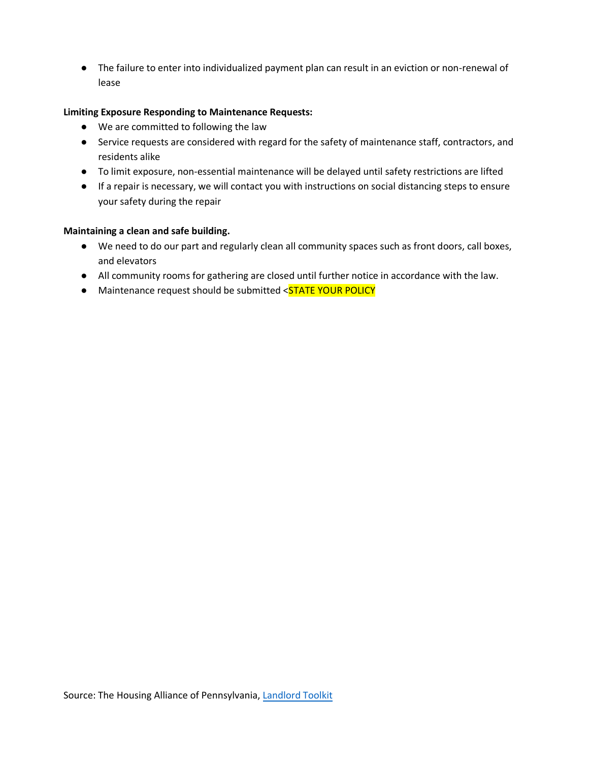- The failure to enter into individualized payment plan can result in an eviction or non-renewal of lease

**Limiting Exposure Responding to Maintenance Requests:**

- We are committed to following the law
- Service requests are considered with regard for the safety of maintenance staff, contractors, and residents alike
- To limit exposure, non-essential maintenance will be delayed until safety restrictions are lifted
- If a repair is necessary, we will contact you with instructions on social distancing steps to ensure your safety during the repair

**Maintaining a clean and safe building.**

- We need to do our part and regularly clean all community spaces such as front doors, call boxes, and elevators
- All community rooms for gathering are closed until further notice in accordance with the law.
- Maintenance request should be submitted <STATE YOUR POLICY

Source: The Housing Alliance of Pennsylvania, Landlord Toolkit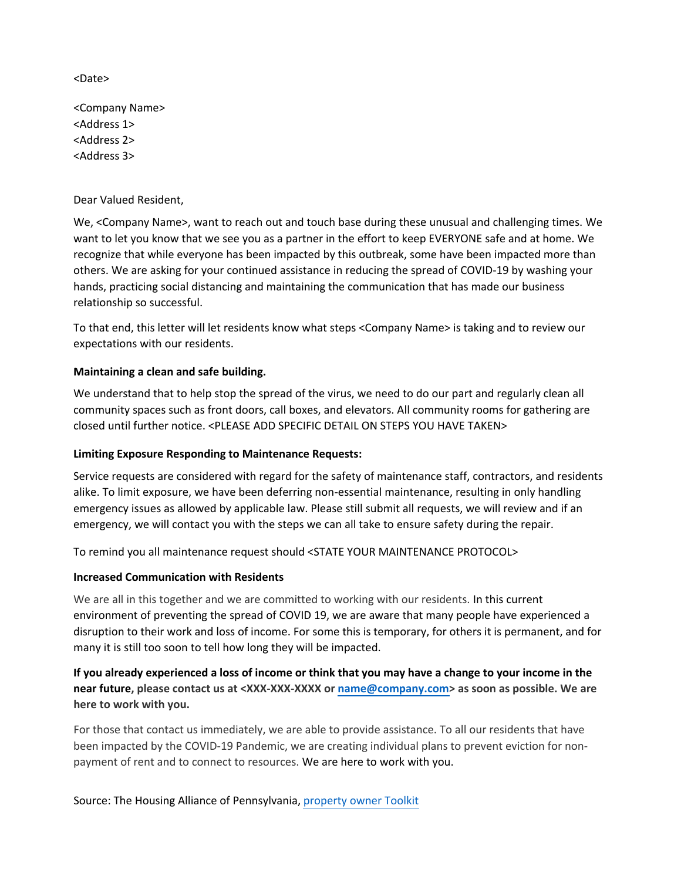<Date>

<Company Name>
<Address 1>
<Address 2>
<Address 3>

Dear Valued Resident,

We, <Company Name>, want to reach out and touch base during these unusual and challenging times. We want to let you know that we see you as a partner in the effort to keep EVERYONE safe and at home. We recognize that while everyone has been impacted by this outbreak, some have been impacted more than others. We are asking for your continued assistance in reducing the spread of COVID-19 by washing your hands, practicing social distancing and maintaining the communication that has made our business relationship so successful.

To that end, this letter will let residents know what steps <Company Name> is taking and to review our expectations with our residents.

**Maintaining a clean and safe building.**

We understand that to help stop the spread of the virus, we need to do our part and regularly clean all community spaces such as front doors, call boxes, and elevators. All community rooms for gathering are closed until further notice. <PLEASE ADD SPECIFIC DETAIL ON STEPS YOU HAVE TAKEN>

**Limiting Exposure Responding to Maintenance Requests:**

Service requests are considered with regard for the safety of maintenance staff, contractors, and residents alike. To limit exposure, we have been deferring non-essential maintenance, resulting in only handling emergency issues as allowed by applicable law. Please still submit all requests, we will review and if an emergency, we will contact you with the steps we can all take to ensure safety during the repair.

To remind you all maintenance request should <STATE YOUR MAINTENANCE PROTOCOL>

**Increased Communication with Residents**

We are all in this together and we are committed to working with our residents. In this current environment of preventing the spread of COVID 19, we are aware that many people have experienced a disruption to their work and loss of income. For some this is temporary, for others it is permanent, and for many it is still too soon to tell how long they will be impacted.

**If you already experienced a loss of income or think that you may have a change to your income in the near future, please contact us at <XXX-XXX-XXXX or name@company.com> as soon as possible. We are here to work with you.**

For those that contact us immediately, we are able to provide assistance. To all our residents that have been impacted by the COVID-19 Pandemic, we are creating individual plans to prevent eviction for non-payment of rent and to connect to resources. We are here to work with you.

Source: The Housing Alliance of Pennsylvania, property owner Toolkit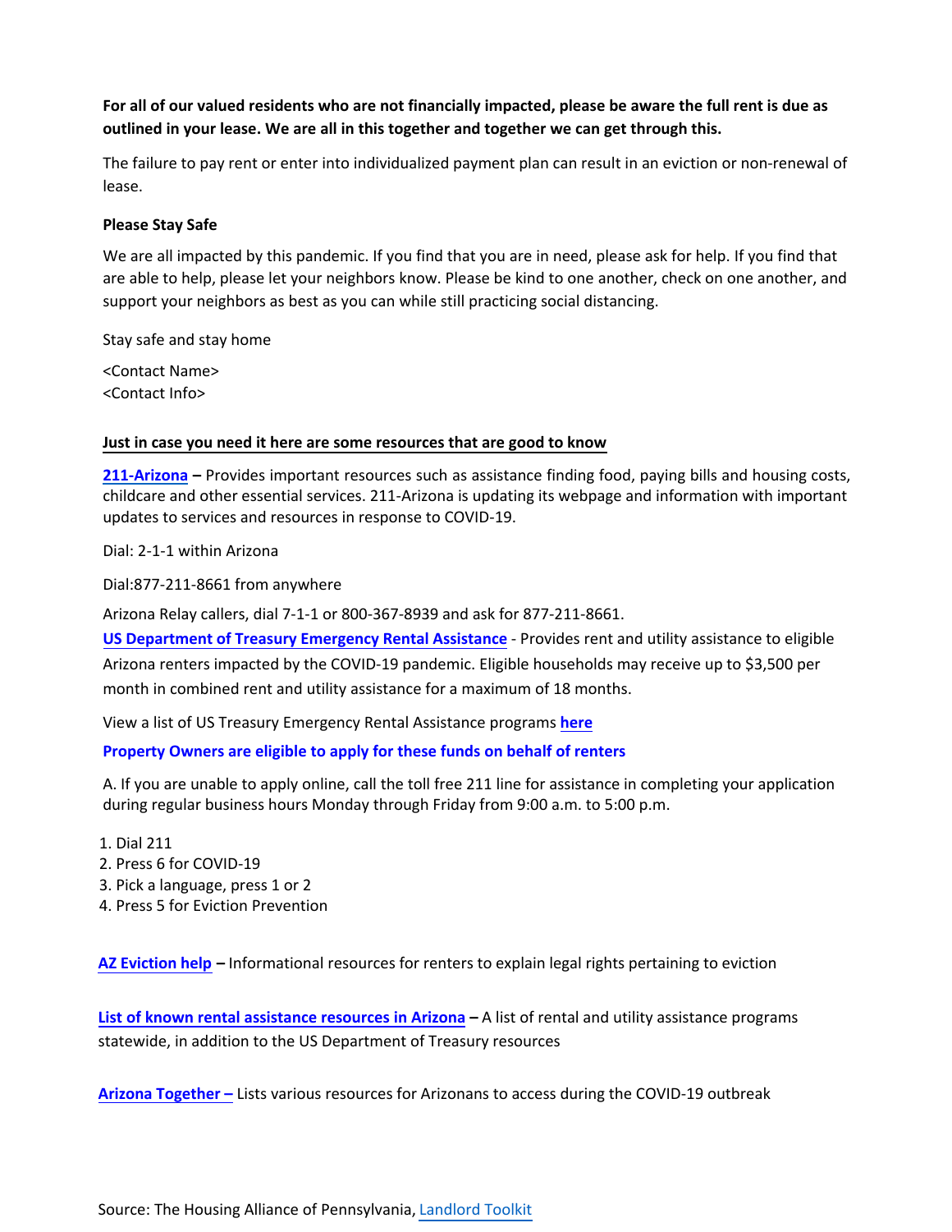**For all of our valued residents who are not financially impacted, please be aware the full rent is due as outlined in your lease. We are all in this together and together we can get through this.**

The failure to pay rent or enter into individualized payment plan can result in an eviction or non-renewal of lease.

**Please Stay Safe**

We are all impacted by this pandemic. If you find that you are in need, please ask for help. If you find that are able to help, please let your neighbors know. Please be kind to one another, check on one another, and support your neighbors as best as you can while still practicing social distancing.

Stay safe and stay home

<Contact Name>
<Contact Info>

**Just in case you need it here are some resources that are good to know**

**211-Arizona –** Provides important resources such as assistance finding food, paying bills and housing costs, childcare and other essential services. 211-Arizona is updating its webpage and information with important updates to services and resources in response to COVID-19.

Dial: 2-1-1 within Arizona

Dial:877-211-8661 from anywhere

Arizona Relay callers, dial 7-1-1 or 800-367-8939 and ask for 877-211-8661.

**US Department of Treasury Emergency Rental Assistance** - Provides rent and utility assistance to eligible Arizona renters impacted by the COVID-19 pandemic. Eligible households may receive up to $3,500 per month in combined rent and utility assistance for a maximum of 18 months.

View a list of US Treasury Emergency Rental Assistance programs **here**

**Property Owners are eligible to apply for these funds on behalf of renters**

A. If you are unable to apply online, call the toll free 211 line for assistance in completing your application during regular business hours Monday through Friday from 9:00 a.m. to 5:00 p.m.

1. Dial 211
2. Press 6 for COVID-19
3. Pick a language, press 1 or 2
4. Press 5 for Eviction Prevention

**AZ Eviction help –** Informational resources for renters to explain legal rights pertaining to eviction

**List of known rental assistance resources in Arizona –** A list of rental and utility assistance programs statewide, in addition to the US Department of Treasury resources

**Arizona Together –** Lists various resources for Arizonans to access during the COVID-19 outbreak

Source: The Housing Alliance of Pennsylvania, Landlord Toolkit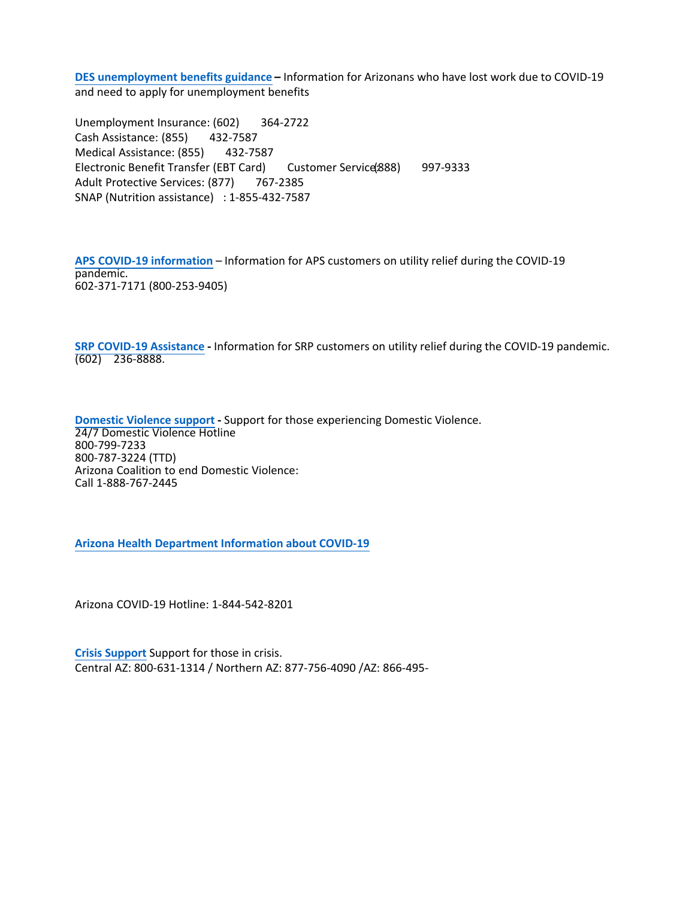**DES unemployment benefits guidance** – Information for Arizonans who have lost work due to COVID-19 and need to apply for unemployment benefits

Unemployment Insurance: (602) 364-2722
Cash Assistance: (855) 432-7587
Medical Assistance: (855) 432-7587
Electronic Benefit Transfer (EBT Card) Customer Service: (888) 997-9333
Adult Protective Services: (877) 767-2385
SNAP (Nutrition assistance) : 1-855-432-7587

**APS COVID-19 information** – Information for APS customers on utility relief during the COVID-19 pandemic.
602-371-7171 (800-253-9405)

**SRP COVID-19 Assistance** - Information for SRP customers on utility relief during the COVID-19 pandemic.
(602) 236-8888.

**Domestic Violence support** - Support for those experiencing Domestic Violence.
24/7 Domestic Violence Hotline
800-799-7233
800-787-3224 (TTD)
Arizona Coalition to end Domestic Violence:
Call 1-888-767-2445

**Arizona Health Department Information about COVID-19**

Arizona COVID-19 Hotline: 1-844-542-8201

**Crisis Support** Support for those in crisis.
Central AZ: 800-631-1314 / Northern AZ: 877-756-4090 /AZ: 866-495-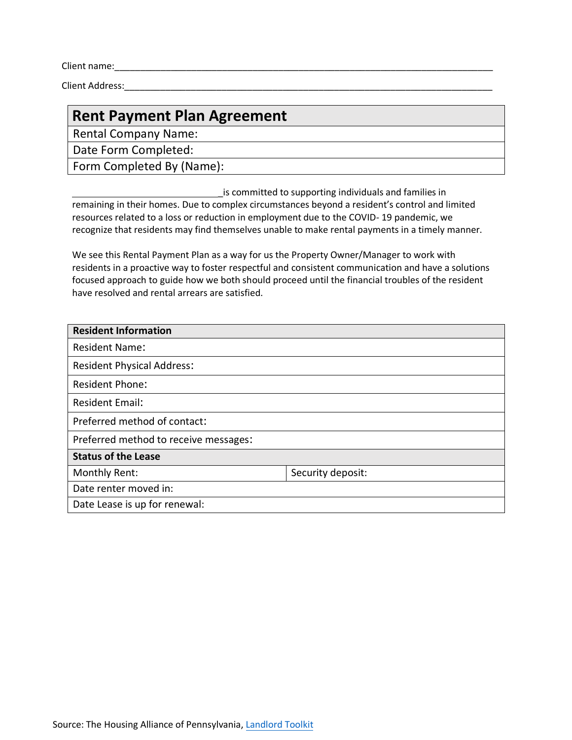Client name:___________________________________________________________________________

Client Address:_________________________________________________________________________

| Rent Payment Plan Agreement |
| --- |
| Rental Company Name: |
| Date Form Completed: |
| Form Completed By (Name): |

_______________________________is committed to supporting individuals and families in remaining in their homes. Due to complex circumstances beyond a resident's control and limited resources related to a loss or reduction in employment due to the COVID- 19 pandemic, we recognize that residents may find themselves unable to make rental payments in a timely manner.

We see this Rental Payment Plan as a way for us the Property Owner/Manager to work with residents in a proactive way to foster respectful and consistent communication and have a solutions focused approach to guide how we both should proceed until the financial troubles of the resident have resolved and rental arrears are satisfied.

| **Resident Information** | |
| --- | --- |
| Resident Name: | |
| Resident Physical Address: | |
| Resident Phone: | |
| Resident Email: | |
| Preferred method of contact: | |
| Preferred method to receive messages: | |
| **Status of the Lease** | |
| Monthly Rent: | Security deposit: |
| Date renter moved in: | |
| Date Lease is up for renewal: | |

Source: The Housing Alliance of Pennsylvania, Landlord Toolkit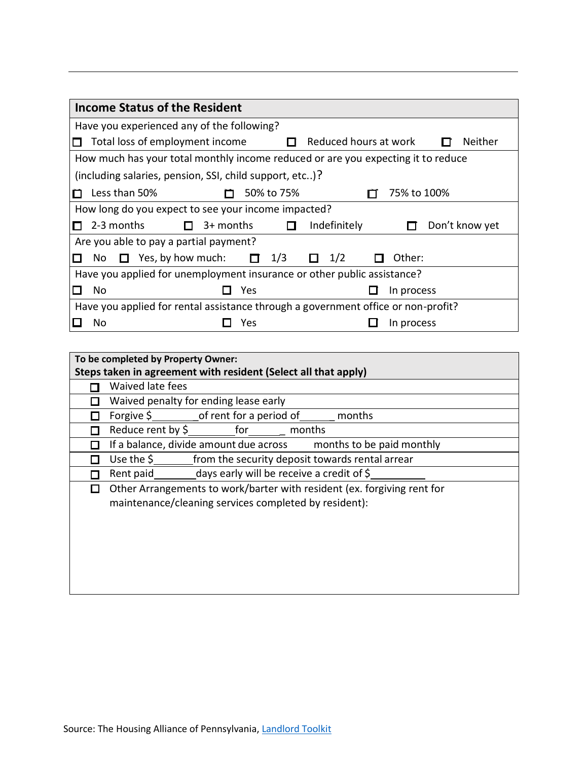| **Income Status of the Resident** | | | |
|---|---|---|---|
| Have you experienced any of the following? | | | |
| ☐ Total loss of employment income | ☐ Reduced hours at work | ☐ Neither | |
| How much has your total monthly income reduced or are you expecting it to reduce (including salaries, pension, SSI, child support, etc..)? | | | |
| ☐ Less than 50% | ☐ 50% to 75% | ☐ 75% to 100% | |
| How long do you expect to see your income impacted? | | | |
| ☐ 2-3 months | ☐ 3+ months | ☐ Indefinitely | ☐ Don't know yet |
| Are you able to pay a partial payment? | | | |
| ☐ No ☐ Yes, by how much: | ☐ 1/3 | ☐ 1/2 | ☐ Other: |
| Have you applied for unemployment insurance or other public assistance? | | | |
| ☐ No | ☐ Yes | ☐ In process | |
| Have you applied for rental assistance through a government office or non-profit? | | | |
| ☐ No | ☐ Yes | ☐ In process | |

| **To be completed by Property Owner:** **Steps taken in agreement with resident (Select all that apply)** |
|---|
| ☐ Waived late fees |
| ☐ Waived penalty for ending lease early |
| ☐ Forgive $________of rent for a period of______ months |
| ☐ Reduce rent by $_________ for______ months |
| ☐ If a balance, divide amount due across months to be paid monthly |
| ☐ Use the $_______from the security deposit towards rental arrear |
| ☐ Rent paid_______days early will be receive a credit of $__________ |
| ☐ Other Arrangements to work/barter with resident (ex. forgiving rent for maintenance/cleaning services completed by resident): |

Source: The Housing Alliance of Pennsylvania, [Landlord Toolkit]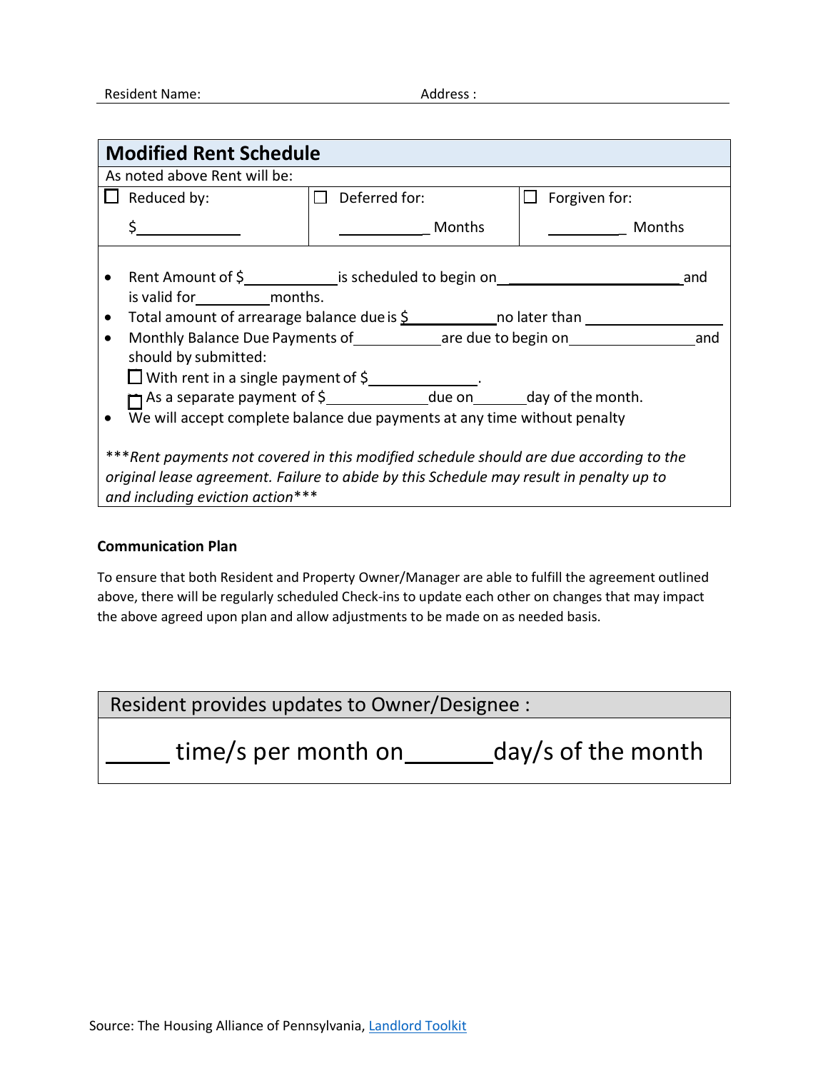Resident Name: Address :

## Modified Rent Schedule

As noted above Rent will be:

| ☐ Reduced by: | ☐ Deferred for: | ☐ Forgiven for: |
| --- | --- | --- |
| $__________ | __________ Months | __________ Months |

- Rent Amount of $__________ is scheduled to begin on __________________ and is valid for ________ months.
- Total amount of arrearage balance due is $__________ no later than __________________
- Monthly Balance Due Payments of __________ are due to begin on ______________ and should by submitted:
  - ☐ With rent in a single payment of $____________.
  - ☐ As a separate payment of $____________ due on ______ day of the month.
- We will accept complete balance due payments at any time without penalty

****Rent payments not covered in this modified schedule should are due according to the original lease agreement. Failure to abide by this Schedule may result in penalty up to and including eviction action****

**Communication Plan**

To ensure that both Resident and Property Owner/Manager are able to fulfill the agreement outlined above, there will be regularly scheduled Check-ins to update each other on changes that may impact the above agreed upon plan and allow adjustments to be made on as needed basis.

| Resident provides updates to Owner/Designee : |
| --- |
| _____ time/s per month on _______ day/s of the month |

Source: The Housing Alliance of Pennsylvania, Landlord Toolkit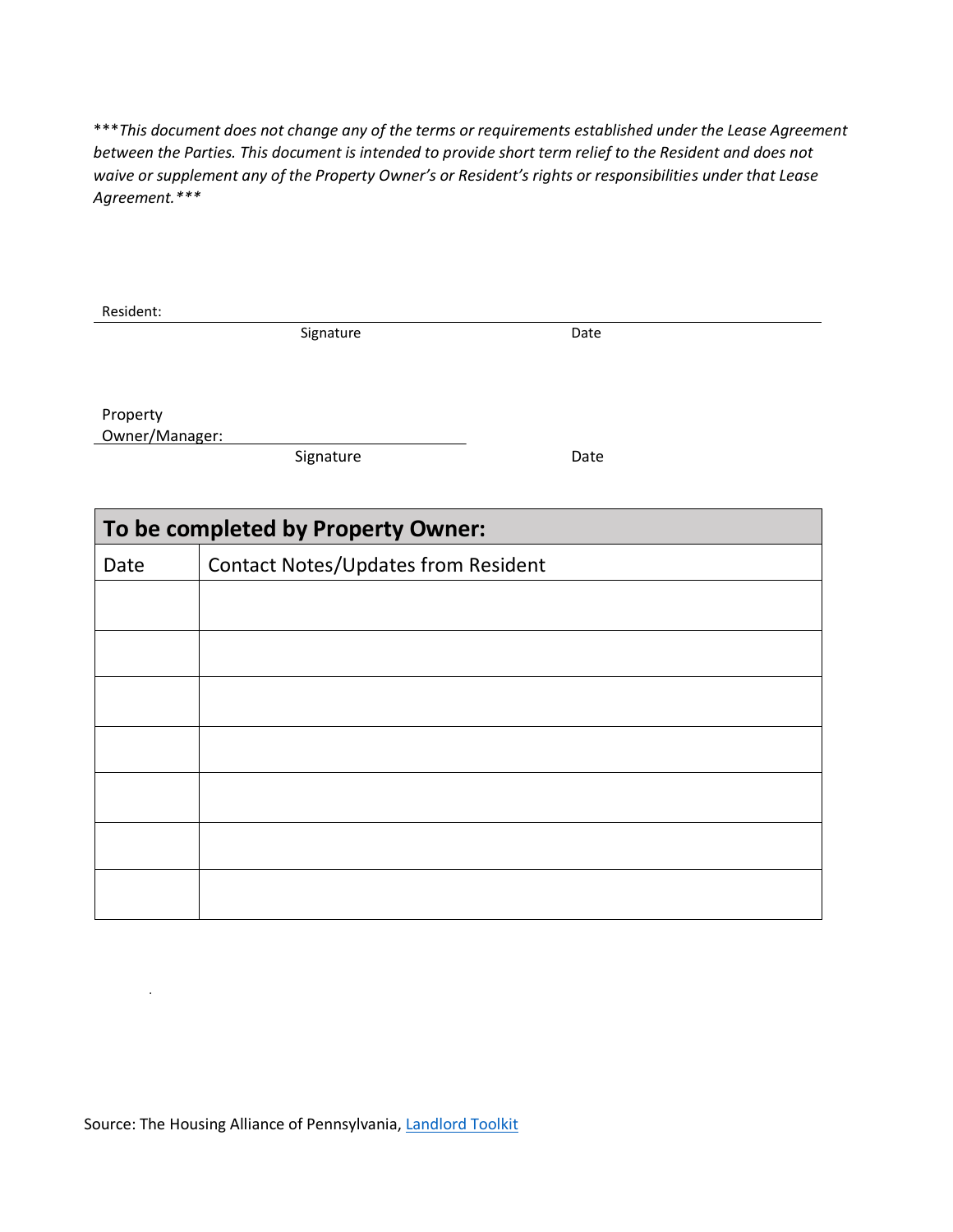****This document does not change any of the terms or requirements established under the Lease Agreement between the Parties. This document is intended to provide short term relief to the Resident and does not waive or supplement any of the Property Owner's or Resident's rights or responsibilities under that Lease Agreement.****

Resident: \_\_\_\_\_\_\_\_\_\_\_\_\_\_\_\_\_\_\_\_\_\_\_\_\_\_\_\_\_\_\_\_\_\_\_\_\_\_\_\_\_\_\_\_\_\_\_\_\_\_\_\_\_\_\_\_\_\_

Signature Date

Property Owner/Manager: \_\_\_\_\_\_\_\_\_\_\_\_\_\_\_\_\_\_\_\_\_\_\_\_\_\_\_\_\_\_\_\_

Signature Date

| To be completed by Property Owner: | |
|---|---|
| Date | Contact Notes/Updates from Resident |
| | |
| | |
| | |
| | |
| | |
| | |
| | |

Source: The Housing Alliance of Pennsylvania, Landlord Toolkit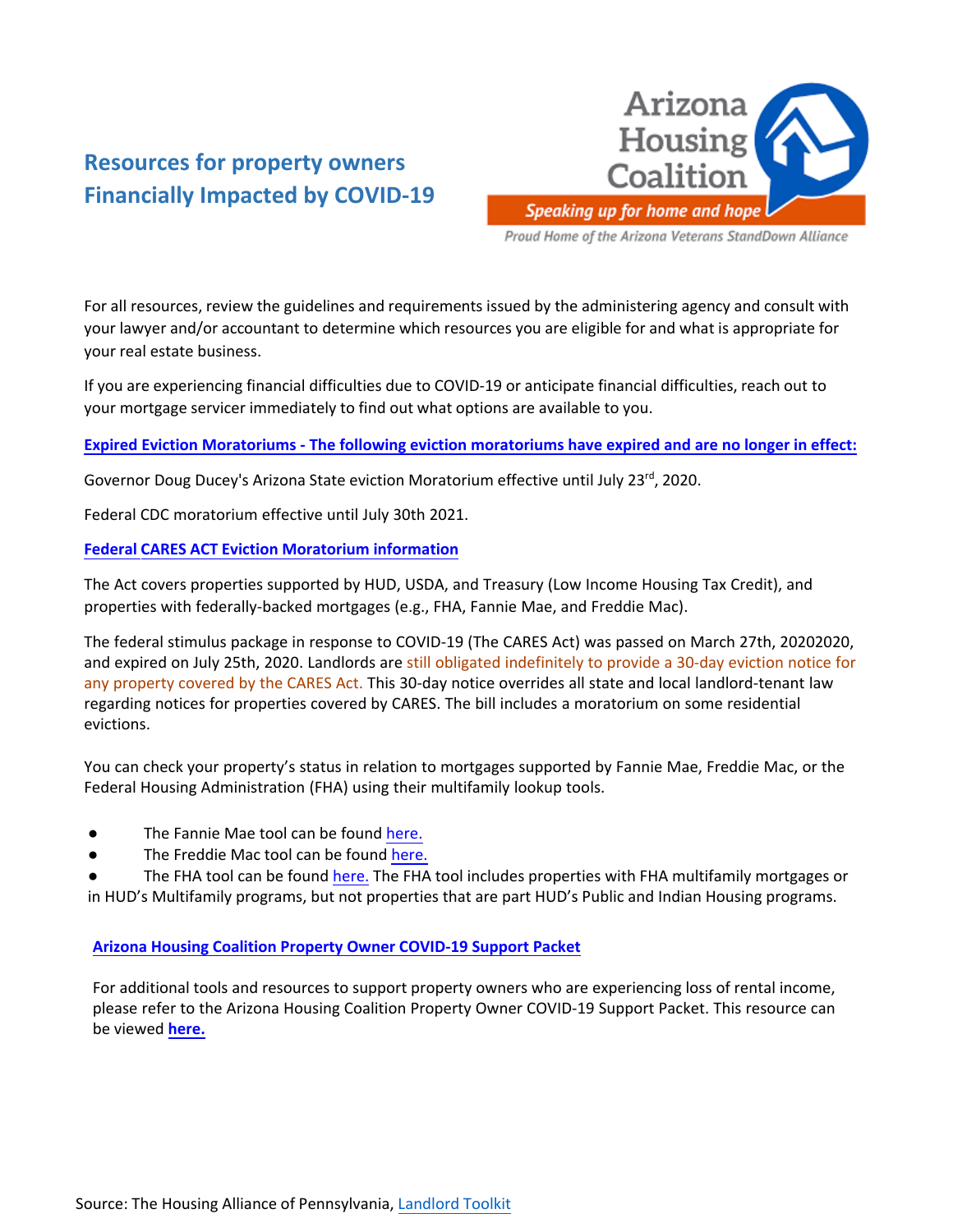## Resources for property owners Financially Impacted by COVID-19

Arizona Housing Coalition

*Speaking up for home and hope*

*Proud Home of the Arizona Veterans StandDown Alliance*

For all resources, review the guidelines and requirements issued by the administering agency and consult with your lawyer and/or accountant to determine which resources you are eligible for and what is appropriate for your real estate business.

If you are experiencing financial difficulties due to COVID-19 or anticipate financial difficulties, reach out to your mortgage servicer immediately to find out what options are available to you.

**Expired Eviction Moratoriums - The following eviction moratoriums have expired and are no longer in effect:**

Governor Doug Ducey's Arizona State eviction Moratorium effective until July 23rd, 2020.

Federal CDC moratorium effective until July 30th 2021.

**Federal CARES ACT Eviction Moratorium information**

The Act covers properties supported by HUD, USDA, and Treasury (Low Income Housing Tax Credit), and properties with federally-backed mortgages (e.g., FHA, Fannie Mae, and Freddie Mac).

The federal stimulus package in response to COVID-19 (The CARES Act) was passed on March 27th, 20202020, and expired on July 25th, 2020. Landlords are still obligated indefinitely to provide a 30-day eviction notice for any property covered by the CARES Act. This 30-day notice overrides all state and local landlord-tenant law regarding notices for properties covered by CARES. The bill includes a moratorium on some residential evictions.

You can check your property's status in relation to mortgages supported by Fannie Mae, Freddie Mac, or the Federal Housing Administration (FHA) using their multifamily lookup tools.

- The Fannie Mae tool can be found here.
- The Freddie Mac tool can be found here.
- The FHA tool can be found here. The FHA tool includes properties with FHA multifamily mortgages or in HUD's Multifamily programs, but not properties that are part HUD's Public and Indian Housing programs.

**Arizona Housing Coalition Property Owner COVID-19 Support Packet**

For additional tools and resources to support property owners who are experiencing loss of rental income, please refer to the Arizona Housing Coalition Property Owner COVID-19 Support Packet. This resource can be viewed **here.**

Source: The Housing Alliance of Pennsylvania, Landlord Toolkit